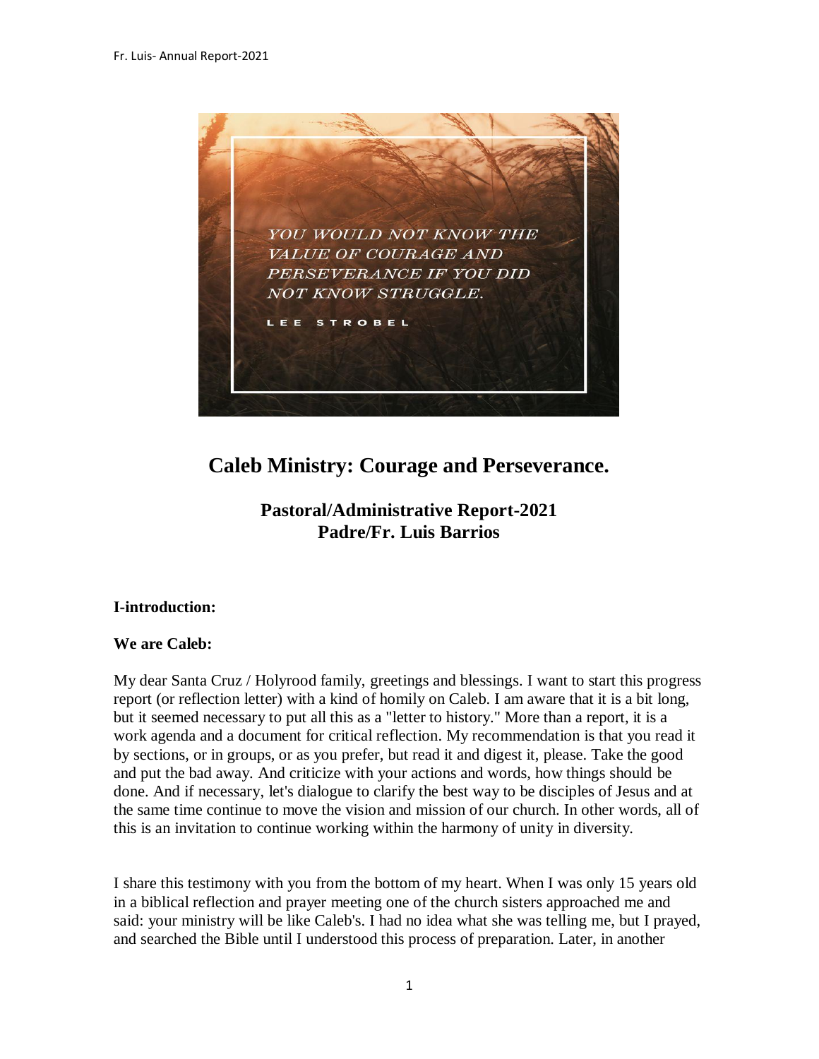> YOU WOULD NOT KNOW THE VALUE OF COURAGE AND PERSEVERANCE IF YOU DID NOT KNOW STRUGGLE.
>
> LEE STROBEL

# Caleb Ministry: Courage and Perseverance.

## Pastoral/Administrative Report-2021
## Padre/Fr. Luis Barrios

**I-introduction:**

**We are Caleb:**

My dear Santa Cruz / Holyrood family, greetings and blessings. I want to start this progress report (or reflection letter) with a kind of homily on Caleb. I am aware that it is a bit long, but it seemed necessary to put all this as a "letter to history." More than a report, it is a work agenda and a document for critical reflection. My recommendation is that you read it by sections, or in groups, or as you prefer, but read it and digest it, please. Take the good and put the bad away. And criticize with your actions and words, how things should be done. And if necessary, let's dialogue to clarify the best way to be disciples of Jesus and at the same time continue to move the vision and mission of our church. In other words, all of this is an invitation to continue working within the harmony of unity in diversity.

I share this testimony with you from the bottom of my heart. When I was only 15 years old in a biblical reflection and prayer meeting one of the church sisters approached me and said: your ministry will be like Caleb's. I had no idea what she was telling me, but I prayed, and searched the Bible until I understood this process of preparation. Later, in another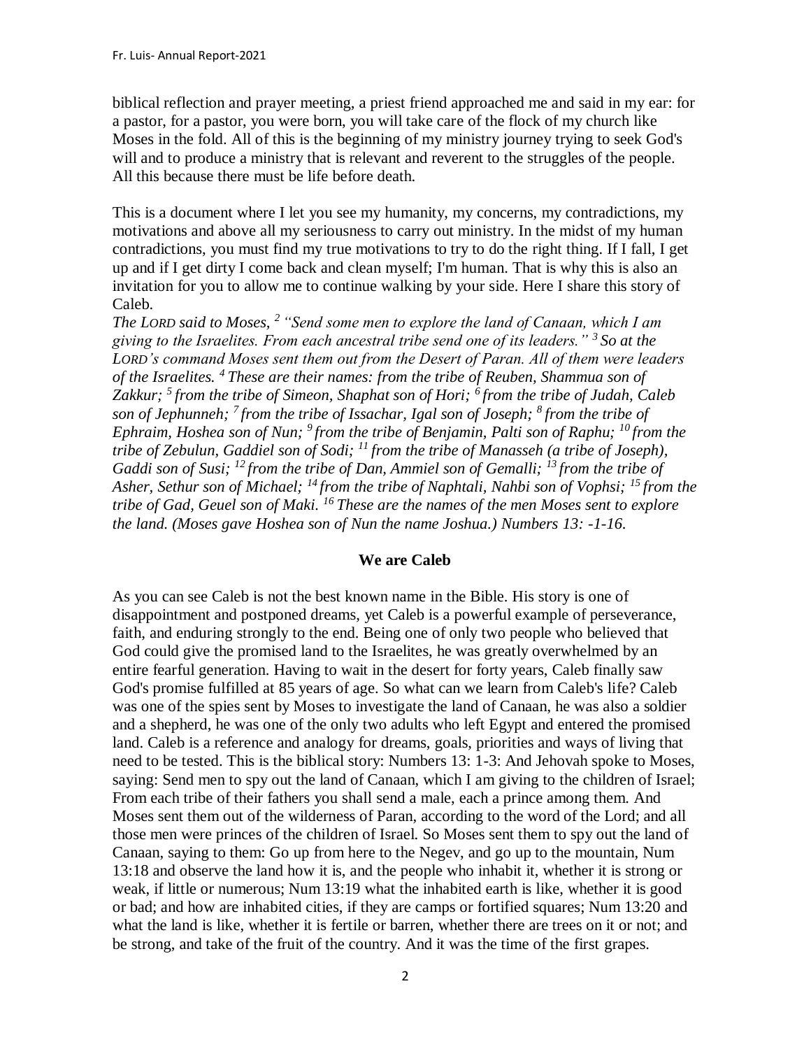biblical reflection and prayer meeting, a priest friend approached me and said in my ear: for a pastor, for a pastor, you were born, you will take care of the flock of my church like Moses in the fold. All of this is the beginning of my ministry journey trying to seek God's will and to produce a ministry that is relevant and reverent to the struggles of the people. All this because there must be life before death.

This is a document where I let you see my humanity, my concerns, my contradictions, my motivations and above all my seriousness to carry out ministry. In the midst of my human contradictions, you must find my true motivations to try to do the right thing. If I fall, I get up and if I get dirty I come back and clean myself; I'm human. That is why this is also an invitation for you to allow me to continue walking by your side. Here I share this story of Caleb.

*The LORD said to Moses, [2] "Send some men to explore the land of Canaan, which I am giving to the Israelites. From each ancestral tribe send one of its leaders." [3] So at the LORD's command Moses sent them out from the Desert of Paran. All of them were leaders of the Israelites. [4] These are their names: from the tribe of Reuben, Shammua son of Zakkur; [5] from the tribe of Simeon, Shaphat son of Hori; [6] from the tribe of Judah, Caleb son of Jephunneh; [7] from the tribe of Issachar, Igal son of Joseph; [8] from the tribe of Ephraim, Hoshea son of Nun; [9] from the tribe of Benjamin, Palti son of Raphu; [10] from the tribe of Zebulun, Gaddiel son of Sodi; [11] from the tribe of Manasseh (a tribe of Joseph), Gaddi son of Susi; [12] from the tribe of Dan, Ammiel son of Gemalli; [13] from the tribe of Asher, Sethur son of Michael; [14] from the tribe of Naphtali, Nahbi son of Vophsi; [15] from the tribe of Gad, Geuel son of Maki. [16] These are the names of the men Moses sent to explore the land. (Moses gave Hoshea son of Nun the name Joshua.) Numbers 13: -1-16.*

**We are Caleb**

As you can see Caleb is not the best known name in the Bible. His story is one of disappointment and postponed dreams, yet Caleb is a powerful example of perseverance, faith, and enduring strongly to the end. Being one of only two people who believed that God could give the promised land to the Israelites, he was greatly overwhelmed by an entire fearful generation. Having to wait in the desert for forty years, Caleb finally saw God's promise fulfilled at 85 years of age. So what can we learn from Caleb's life? Caleb was one of the spies sent by Moses to investigate the land of Canaan, he was also a soldier and a shepherd, he was one of the only two adults who left Egypt and entered the promised land. Caleb is a reference and analogy for dreams, goals, priorities and ways of living that need to be tested. This is the biblical story: Numbers 13: 1-3: And Jehovah spoke to Moses, saying: Send men to spy out the land of Canaan, which I am giving to the children of Israel; From each tribe of their fathers you shall send a male, each a prince among them. And Moses sent them out of the wilderness of Paran, according to the word of the Lord; and all those men were princes of the children of Israel. So Moses sent them to spy out the land of Canaan, saying to them: Go up from here to the Negev, and go up to the mountain, Num 13:18 and observe the land how it is, and the people who inhabit it, whether it is strong or weak, if little or numerous; Num 13:19 what the inhabited earth is like, whether it is good or bad; and how are inhabited cities, if they are camps or fortified squares; Num 13:20 and what the land is like, whether it is fertile or barren, whether there are trees on it or not; and be strong, and take of the fruit of the country. And it was the time of the first grapes.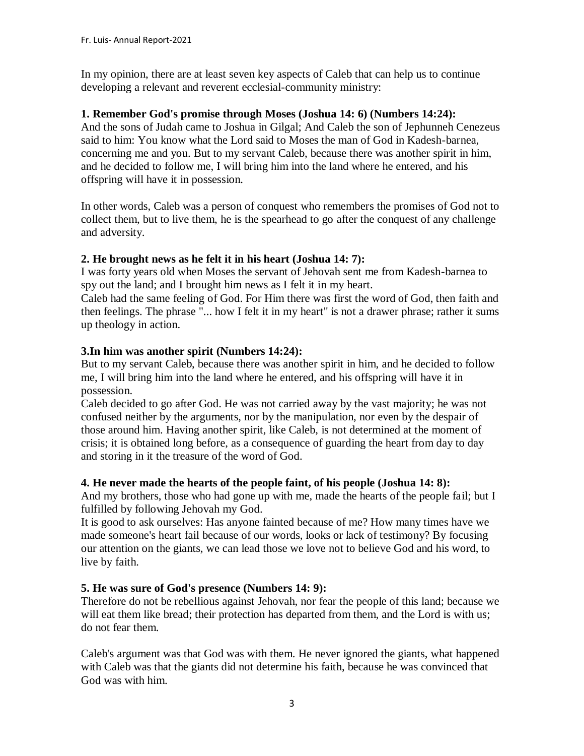In my opinion, there are at least seven key aspects of Caleb that can help us to continue developing a relevant and reverent ecclesial-community ministry:

**1. Remember God's promise through Moses (Joshua 14: 6) (Numbers 14:24):**

And the sons of Judah came to Joshua in Gilgal; And Caleb the son of Jephunneh Cenezeus said to him: You know what the Lord said to Moses the man of God in Kadesh-barnea, concerning me and you. But to my servant Caleb, because there was another spirit in him, and he decided to follow me, I will bring him into the land where he entered, and his offspring will have it in possession.

In other words, Caleb was a person of conquest who remembers the promises of God not to collect them, but to live them, he is the spearhead to go after the conquest of any challenge and adversity.

**2. He brought news as he felt it in his heart (Joshua 14: 7):**

I was forty years old when Moses the servant of Jehovah sent me from Kadesh-barnea to spy out the land; and I brought him news as I felt it in my heart.

Caleb had the same feeling of God. For Him there was first the word of God, then faith and then feelings. The phrase "... how I felt it in my heart" is not a drawer phrase; rather it sums up theology in action.

**3.In him was another spirit (Numbers 14:24):**

But to my servant Caleb, because there was another spirit in him, and he decided to follow me, I will bring him into the land where he entered, and his offspring will have it in possession.

Caleb decided to go after God. He was not carried away by the vast majority; he was not confused neither by the arguments, nor by the manipulation, nor even by the despair of those around him. Having another spirit, like Caleb, is not determined at the moment of crisis; it is obtained long before, as a consequence of guarding the heart from day to day and storing in it the treasure of the word of God.

**4. He never made the hearts of the people faint, of his people (Joshua 14: 8):**

And my brothers, those who had gone up with me, made the hearts of the people fail; but I fulfilled by following Jehovah my God.

It is good to ask ourselves: Has anyone fainted because of me? How many times have we made someone's heart fail because of our words, looks or lack of testimony? By focusing our attention on the giants, we can lead those we love not to believe God and his word, to live by faith.

**5. He was sure of God's presence (Numbers 14: 9):**

Therefore do not be rebellious against Jehovah, nor fear the people of this land; because we will eat them like bread; their protection has departed from them, and the Lord is with us; do not fear them.

Caleb's argument was that God was with them. He never ignored the giants, what happened with Caleb was that the giants did not determine his faith, because he was convinced that God was with him.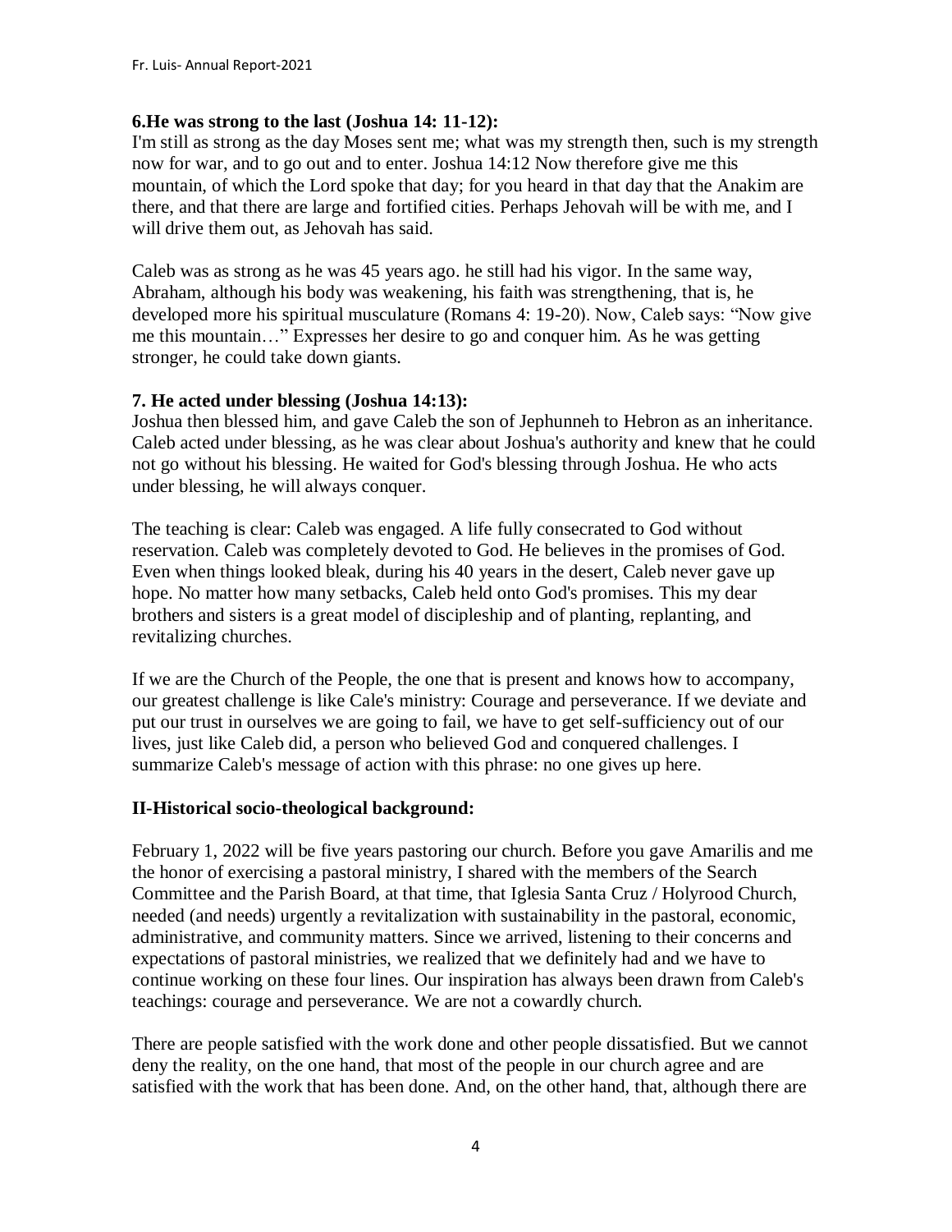**6.He was strong to the last (Joshua 14: 11-12):**

I'm still as strong as the day Moses sent me; what was my strength then, such is my strength now for war, and to go out and to enter. Joshua 14:12 Now therefore give me this mountain, of which the Lord spoke that day; for you heard in that day that the Anakim are there, and that there are large and fortified cities. Perhaps Jehovah will be with me, and I will drive them out, as Jehovah has said.

Caleb was as strong as he was 45 years ago. he still had his vigor. In the same way, Abraham, although his body was weakening, his faith was strengthening, that is, he developed more his spiritual musculature (Romans 4: 19-20). Now, Caleb says: "Now give me this mountain…" Expresses her desire to go and conquer him. As he was getting stronger, he could take down giants.

**7. He acted under blessing (Joshua 14:13):**

Joshua then blessed him, and gave Caleb the son of Jephunneh to Hebron as an inheritance. Caleb acted under blessing, as he was clear about Joshua's authority and knew that he could not go without his blessing. He waited for God's blessing through Joshua. He who acts under blessing, he will always conquer.

The teaching is clear: Caleb was engaged. A life fully consecrated to God without reservation. Caleb was completely devoted to God. He believes in the promises of God. Even when things looked bleak, during his 40 years in the desert, Caleb never gave up hope. No matter how many setbacks, Caleb held onto God's promises. This my dear brothers and sisters is a great model of discipleship and of planting, replanting, and revitalizing churches.

If we are the Church of the People, the one that is present and knows how to accompany, our greatest challenge is like Cale's ministry: Courage and perseverance. If we deviate and put our trust in ourselves we are going to fail, we have to get self-sufficiency out of our lives, just like Caleb did, a person who believed God and conquered challenges. I summarize Caleb's message of action with this phrase: no one gives up here.

## II-Historical socio-theological background:

February 1, 2022 will be five years pastoring our church. Before you gave Amarilis and me the honor of exercising a pastoral ministry, I shared with the members of the Search Committee and the Parish Board, at that time, that Iglesia Santa Cruz / Holyrood Church, needed (and needs) urgently a revitalization with sustainability in the pastoral, economic, administrative, and community matters. Since we arrived, listening to their concerns and expectations of pastoral ministries, we realized that we definitely had and we have to continue working on these four lines. Our inspiration has always been drawn from Caleb's teachings: courage and perseverance. We are not a cowardly church.

There are people satisfied with the work done and other people dissatisfied. But we cannot deny the reality, on the one hand, that most of the people in our church agree and are satisfied with the work that has been done. And, on the other hand, that, although there are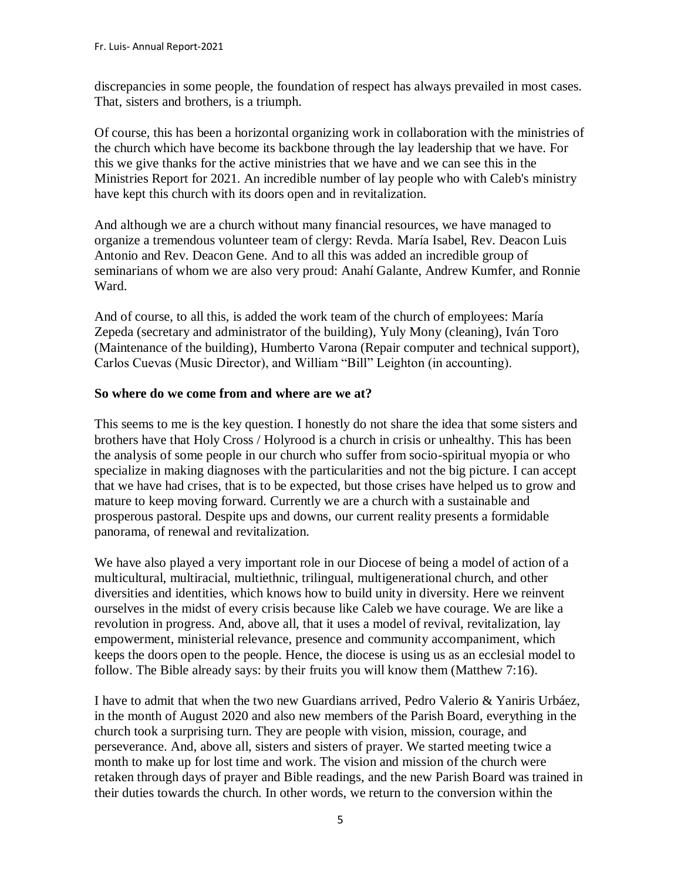discrepancies in some people, the foundation of respect has always prevailed in most cases. That, sisters and brothers, is a triumph.

Of course, this has been a horizontal organizing work in collaboration with the ministries of the church which have become its backbone through the lay leadership that we have. For this we give thanks for the active ministries that we have and we can see this in the Ministries Report for 2021. An incredible number of lay people who with Caleb's ministry have kept this church with its doors open and in revitalization.

And although we are a church without many financial resources, we have managed to organize a tremendous volunteer team of clergy: Revda. María Isabel, Rev. Deacon Luis Antonio and Rev. Deacon Gene. And to all this was added an incredible group of seminarians of whom we are also very proud: Anahí Galante, Andrew Kumfer, and Ronnie Ward.

And of course, to all this, is added the work team of the church of employees: María Zepeda (secretary and administrator of the building), Yuly Mony (cleaning), Iván Toro (Maintenance of the building), Humberto Varona (Repair computer and technical support), Carlos Cuevas (Music Director), and William "Bill" Leighton (in accounting).

**So where do we come from and where are we at?**

This seems to me is the key question. I honestly do not share the idea that some sisters and brothers have that Holy Cross / Holyrood is a church in crisis or unhealthy. This has been the analysis of some people in our church who suffer from socio-spiritual myopia or who specialize in making diagnoses with the particularities and not the big picture. I can accept that we have had crises, that is to be expected, but those crises have helped us to grow and mature to keep moving forward. Currently we are a church with a sustainable and prosperous pastoral. Despite ups and downs, our current reality presents a formidable panorama, of renewal and revitalization.

We have also played a very important role in our Diocese of being a model of action of a multicultural, multiracial, multiethnic, trilingual, multigenerational church, and other diversities and identities, which knows how to build unity in diversity. Here we reinvent ourselves in the midst of every crisis because like Caleb we have courage. We are like a revolution in progress. And, above all, that it uses a model of revival, revitalization, lay empowerment, ministerial relevance, presence and community accompaniment, which keeps the doors open to the people. Hence, the diocese is using us as an ecclesial model to follow. The Bible already says: by their fruits you will know them (Matthew 7:16).

I have to admit that when the two new Guardians arrived, Pedro Valerio & Yaniris Urbáez, in the month of August 2020 and also new members of the Parish Board, everything in the church took a surprising turn. They are people with vision, mission, courage, and perseverance. And, above all, sisters and sisters of prayer. We started meeting twice a month to make up for lost time and work. The vision and mission of the church were retaken through days of prayer and Bible readings, and the new Parish Board was trained in their duties towards the church. In other words, we return to the conversion within the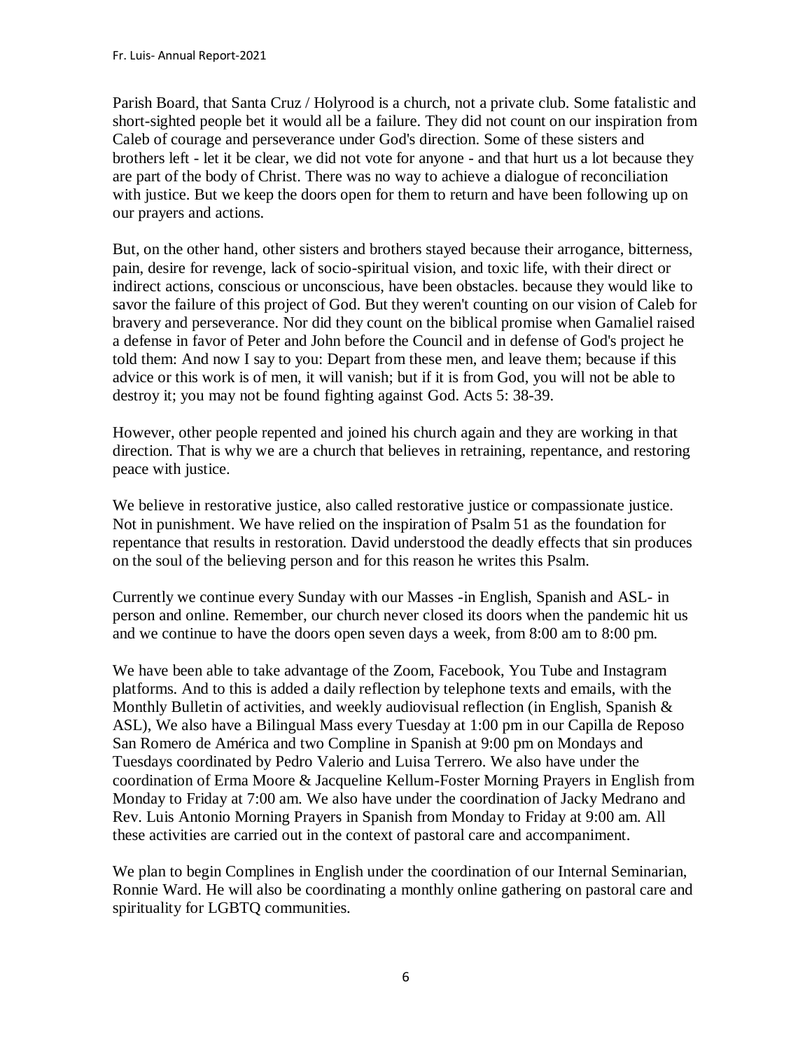Parish Board, that Santa Cruz / Holyrood is a church, not a private club. Some fatalistic and short-sighted people bet it would all be a failure. They did not count on our inspiration from Caleb of courage and perseverance under God's direction. Some of these sisters and brothers left - let it be clear, we did not vote for anyone - and that hurt us a lot because they are part of the body of Christ. There was no way to achieve a dialogue of reconciliation with justice. But we keep the doors open for them to return and have been following up on our prayers and actions.

But, on the other hand, other sisters and brothers stayed because their arrogance, bitterness, pain, desire for revenge, lack of socio-spiritual vision, and toxic life, with their direct or indirect actions, conscious or unconscious, have been obstacles. because they would like to savor the failure of this project of God. But they weren't counting on our vision of Caleb for bravery and perseverance. Nor did they count on the biblical promise when Gamaliel raised a defense in favor of Peter and John before the Council and in defense of God's project he told them: And now I say to you: Depart from these men, and leave them; because if this advice or this work is of men, it will vanish; but if it is from God, you will not be able to destroy it; you may not be found fighting against God. Acts 5: 38-39.

However, other people repented and joined his church again and they are working in that direction. That is why we are a church that believes in retraining, repentance, and restoring peace with justice.

We believe in restorative justice, also called restorative justice or compassionate justice. Not in punishment. We have relied on the inspiration of Psalm 51 as the foundation for repentance that results in restoration. David understood the deadly effects that sin produces on the soul of the believing person and for this reason he writes this Psalm.

Currently we continue every Sunday with our Masses -in English, Spanish and ASL- in person and online. Remember, our church never closed its doors when the pandemic hit us and we continue to have the doors open seven days a week, from 8:00 am to 8:00 pm.

We have been able to take advantage of the Zoom, Facebook, You Tube and Instagram platforms. And to this is added a daily reflection by telephone texts and emails, with the Monthly Bulletin of activities, and weekly audiovisual reflection (in English, Spanish & ASL), We also have a Bilingual Mass every Tuesday at 1:00 pm in our Capilla de Reposo San Romero de América and two Compline in Spanish at 9:00 pm on Mondays and Tuesdays coordinated by Pedro Valerio and Luisa Terrero. We also have under the coordination of Erma Moore & Jacqueline Kellum-Foster Morning Prayers in English from Monday to Friday at 7:00 am. We also have under the coordination of Jacky Medrano and Rev. Luis Antonio Morning Prayers in Spanish from Monday to Friday at 9:00 am. All these activities are carried out in the context of pastoral care and accompaniment.

We plan to begin Complines in English under the coordination of our Internal Seminarian, Ronnie Ward. He will also be coordinating a monthly online gathering on pastoral care and spirituality for LGBTQ communities.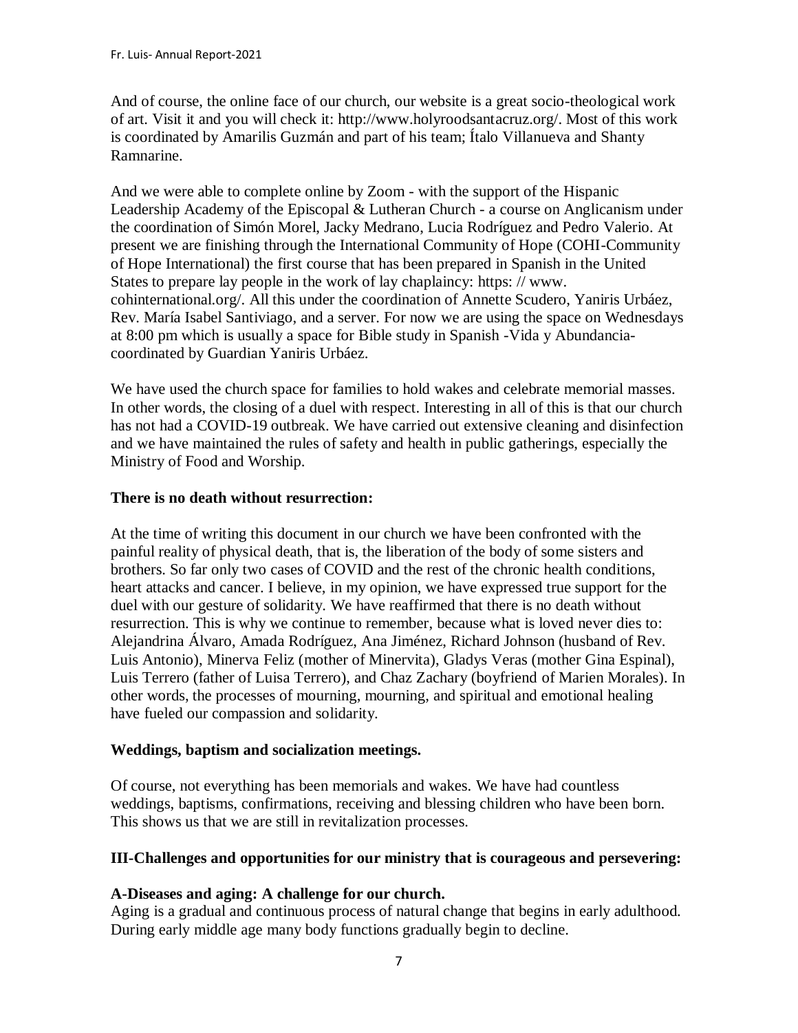And of course, the online face of our church, our website is a great socio-theological work of art. Visit it and you will check it: http://www.holyroodsantacruz.org/. Most of this work is coordinated by Amarilis Guzmán and part of his team; Ítalo Villanueva and Shanty Ramnarine.

And we were able to complete online by Zoom - with the support of the Hispanic Leadership Academy of the Episcopal & Lutheran Church - a course on Anglicanism under the coordination of Simón Morel, Jacky Medrano, Lucia Rodríguez and Pedro Valerio. At present we are finishing through the International Community of Hope (COHI-Community of Hope International) the first course that has been prepared in Spanish in the United States to prepare lay people in the work of lay chaplaincy: https: // www. cohinternational.org/. All this under the coordination of Annette Scudero, Yaniris Urbáez, Rev. María Isabel Santiviago, and a server. For now we are using the space on Wednesdays at 8:00 pm which is usually a space for Bible study in Spanish -Vida y Abundancia- coordinated by Guardian Yaniris Urbáez.

We have used the church space for families to hold wakes and celebrate memorial masses. In other words, the closing of a duel with respect. Interesting in all of this is that our church has not had a COVID-19 outbreak. We have carried out extensive cleaning and disinfection and we have maintained the rules of safety and health in public gatherings, especially the Ministry of Food and Worship.

**There is no death without resurrection:**

At the time of writing this document in our church we have been confronted with the painful reality of physical death, that is, the liberation of the body of some sisters and brothers. So far only two cases of COVID and the rest of the chronic health conditions, heart attacks and cancer. I believe, in my opinion, we have expressed true support for the duel with our gesture of solidarity. We have reaffirmed that there is no death without resurrection. This is why we continue to remember, because what is loved never dies to: Alejandrina Álvaro, Amada Rodríguez, Ana Jiménez, Richard Johnson (husband of Rev. Luis Antonio), Minerva Feliz (mother of Minervita), Gladys Veras (mother Gina Espinal), Luis Terrero (father of Luisa Terrero), and Chaz Zachary (boyfriend of Marien Morales). In other words, the processes of mourning, mourning, and spiritual and emotional healing have fueled our compassion and solidarity.

**Weddings, baptism and socialization meetings.**

Of course, not everything has been memorials and wakes. We have had countless weddings, baptisms, confirmations, receiving and blessing children who have been born. This shows us that we are still in revitalization processes.

**III-Challenges and opportunities for our ministry that is courageous and persevering:**

**A-Diseases and aging: A challenge for our church.**

Aging is a gradual and continuous process of natural change that begins in early adulthood. During early middle age many body functions gradually begin to decline.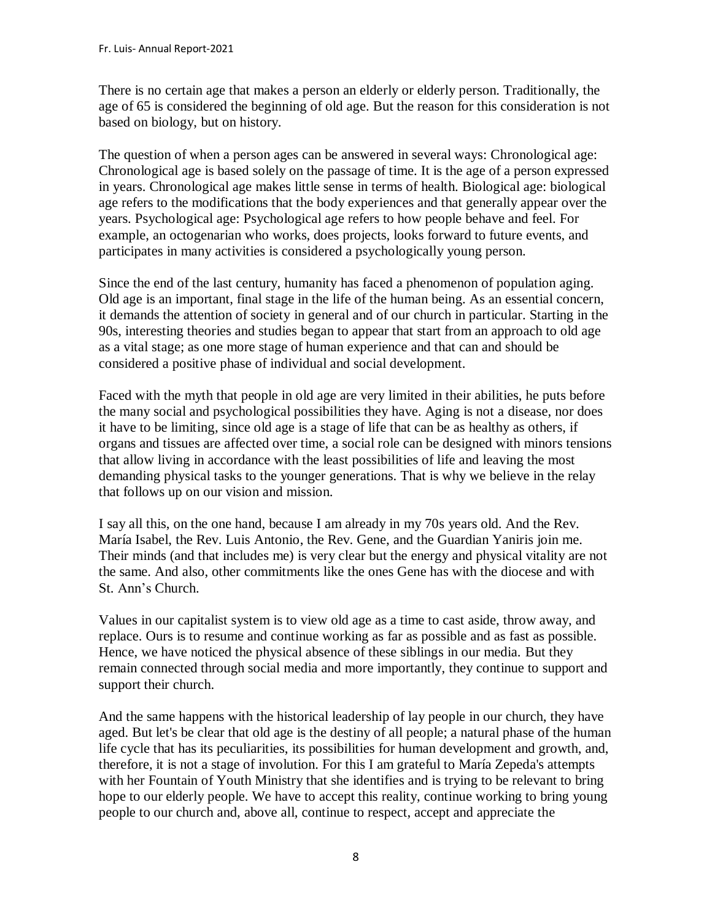There is no certain age that makes a person an elderly or elderly person. Traditionally, the age of 65 is considered the beginning of old age. But the reason for this consideration is not based on biology, but on history.

The question of when a person ages can be answered in several ways: Chronological age: Chronological age is based solely on the passage of time. It is the age of a person expressed in years. Chronological age makes little sense in terms of health. Biological age: biological age refers to the modifications that the body experiences and that generally appear over the years. Psychological age: Psychological age refers to how people behave and feel. For example, an octogenarian who works, does projects, looks forward to future events, and participates in many activities is considered a psychologically young person.

Since the end of the last century, humanity has faced a phenomenon of population aging. Old age is an important, final stage in the life of the human being. As an essential concern, it demands the attention of society in general and of our church in particular. Starting in the 90s, interesting theories and studies began to appear that start from an approach to old age as a vital stage; as one more stage of human experience and that can and should be considered a positive phase of individual and social development.

Faced with the myth that people in old age are very limited in their abilities, he puts before the many social and psychological possibilities they have. Aging is not a disease, nor does it have to be limiting, since old age is a stage of life that can be as healthy as others, if organs and tissues are affected over time, a social role can be designed with minors tensions that allow living in accordance with the least possibilities of life and leaving the most demanding physical tasks to the younger generations. That is why we believe in the relay that follows up on our vision and mission.

I say all this, on the one hand, because I am already in my 70s years old. And the Rev. María Isabel, the Rev. Luis Antonio, the Rev. Gene, and the Guardian Yaniris join me. Their minds (and that includes me) is very clear but the energy and physical vitality are not the same. And also, other commitments like the ones Gene has with the diocese and with St. Ann's Church.

Values in our capitalist system is to view old age as a time to cast aside, throw away, and replace. Ours is to resume and continue working as far as possible and as fast as possible. Hence, we have noticed the physical absence of these siblings in our media. But they remain connected through social media and more importantly, they continue to support and support their church.

And the same happens with the historical leadership of lay people in our church, they have aged. But let's be clear that old age is the destiny of all people; a natural phase of the human life cycle that has its peculiarities, its possibilities for human development and growth, and, therefore, it is not a stage of involution. For this I am grateful to María Zepeda's attempts with her Fountain of Youth Ministry that she identifies and is trying to be relevant to bring hope to our elderly people. We have to accept this reality, continue working to bring young people to our church and, above all, continue to respect, accept and appreciate the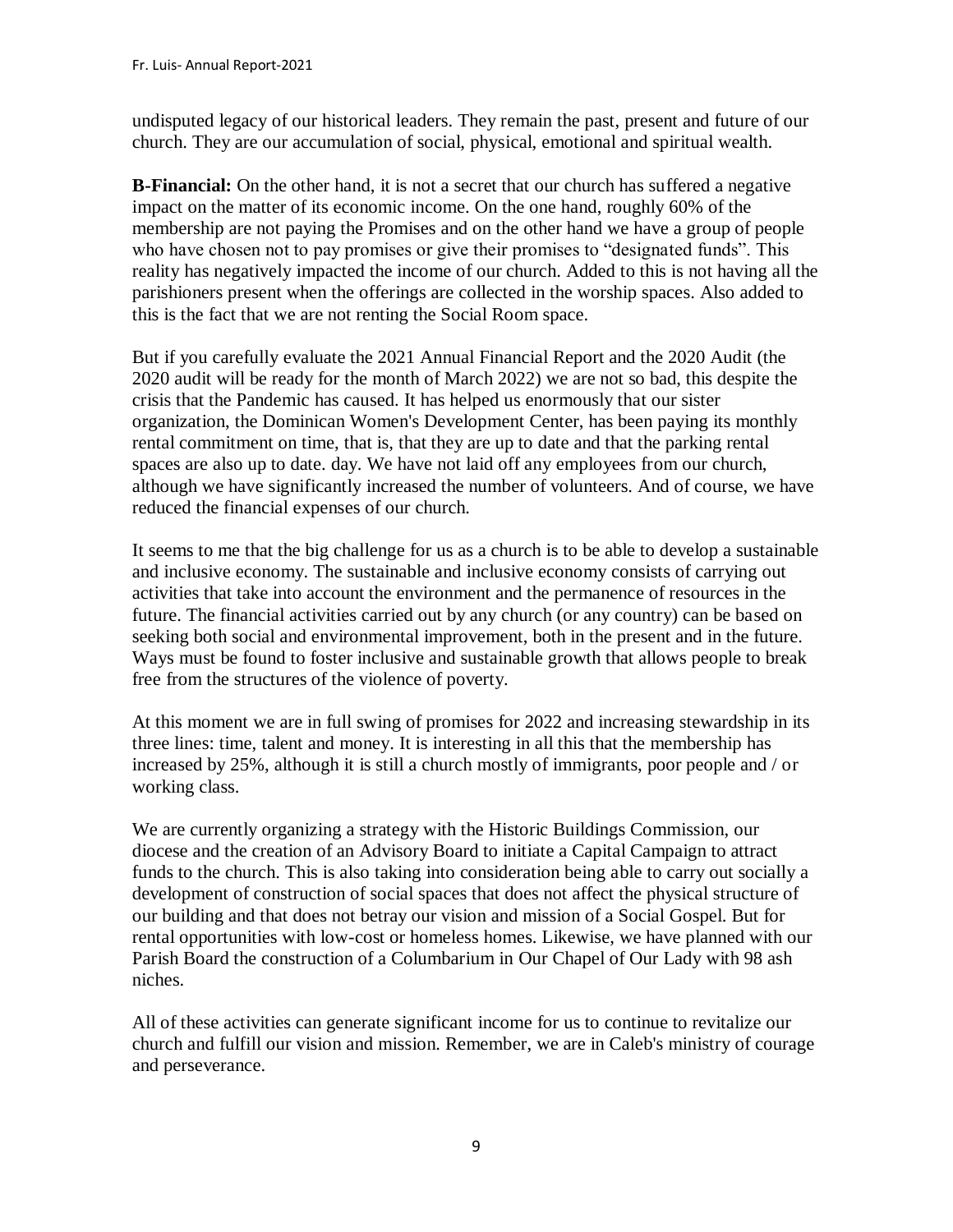undisputed legacy of our historical leaders. They remain the past, present and future of our church. They are our accumulation of social, physical, emotional and spiritual wealth.

**B-Financial:** On the other hand, it is not a secret that our church has suffered a negative impact on the matter of its economic income. On the one hand, roughly 60% of the membership are not paying the Promises and on the other hand we have a group of people who have chosen not to pay promises or give their promises to "designated funds". This reality has negatively impacted the income of our church. Added to this is not having all the parishioners present when the offerings are collected in the worship spaces. Also added to this is the fact that we are not renting the Social Room space.

But if you carefully evaluate the 2021 Annual Financial Report and the 2020 Audit (the 2020 audit will be ready for the month of March 2022) we are not so bad, this despite the crisis that the Pandemic has caused. It has helped us enormously that our sister organization, the Dominican Women's Development Center, has been paying its monthly rental commitment on time, that is, that they are up to date and that the parking rental spaces are also up to date. day. We have not laid off any employees from our church, although we have significantly increased the number of volunteers. And of course, we have reduced the financial expenses of our church.

It seems to me that the big challenge for us as a church is to be able to develop a sustainable and inclusive economy. The sustainable and inclusive economy consists of carrying out activities that take into account the environment and the permanence of resources in the future. The financial activities carried out by any church (or any country) can be based on seeking both social and environmental improvement, both in the present and in the future. Ways must be found to foster inclusive and sustainable growth that allows people to break free from the structures of the violence of poverty.

At this moment we are in full swing of promises for 2022 and increasing stewardship in its three lines: time, talent and money. It is interesting in all this that the membership has increased by 25%, although it is still a church mostly of immigrants, poor people and / or working class.

We are currently organizing a strategy with the Historic Buildings Commission, our diocese and the creation of an Advisory Board to initiate a Capital Campaign to attract funds to the church. This is also taking into consideration being able to carry out socially a development of construction of social spaces that does not affect the physical structure of our building and that does not betray our vision and mission of a Social Gospel. But for rental opportunities with low-cost or homeless homes. Likewise, we have planned with our Parish Board the construction of a Columbarium in Our Chapel of Our Lady with 98 ash niches.

All of these activities can generate significant income for us to continue to revitalize our church and fulfill our vision and mission. Remember, we are in Caleb's ministry of courage and perseverance.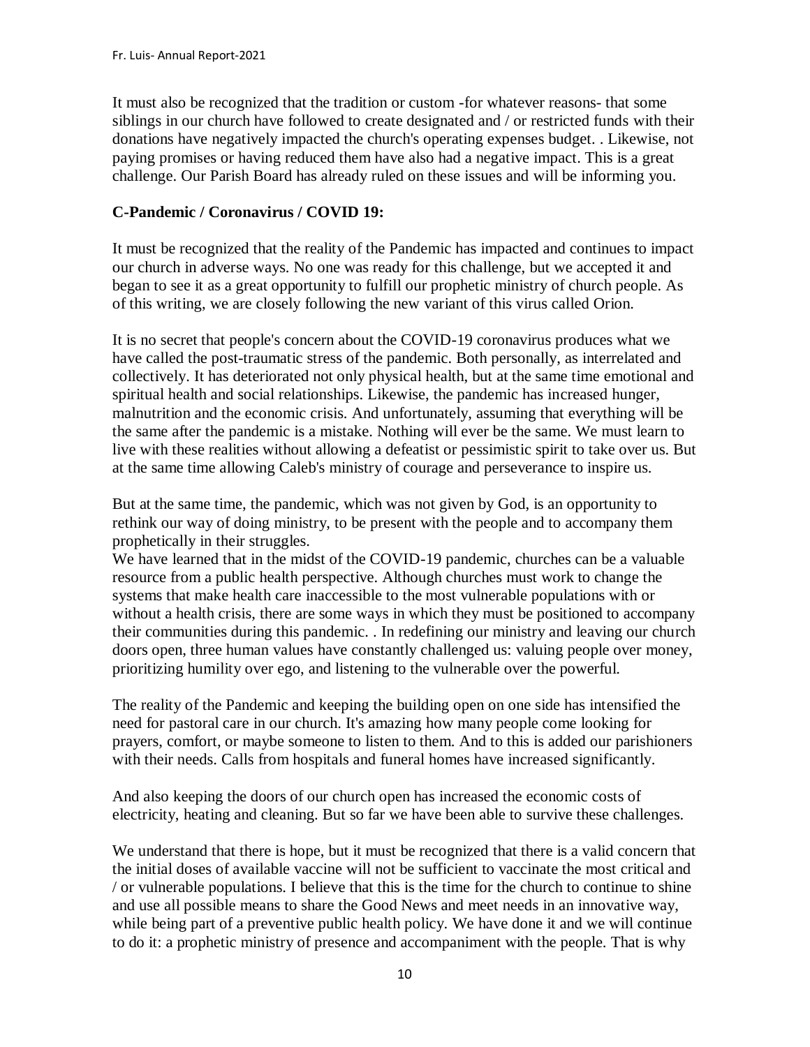It must also be recognized that the tradition or custom -for whatever reasons- that some siblings in our church have followed to create designated and / or restricted funds with their donations have negatively impacted the church's operating expenses budget. . Likewise, not paying promises or having reduced them have also had a negative impact. This is a great challenge. Our Parish Board has already ruled on these issues and will be informing you.

**C-Pandemic / Coronavirus / COVID 19:**

It must be recognized that the reality of the Pandemic has impacted and continues to impact our church in adverse ways. No one was ready for this challenge, but we accepted it and began to see it as a great opportunity to fulfill our prophetic ministry of church people. As of this writing, we are closely following the new variant of this virus called Orion.

It is no secret that people's concern about the COVID-19 coronavirus produces what we have called the post-traumatic stress of the pandemic. Both personally, as interrelated and collectively. It has deteriorated not only physical health, but at the same time emotional and spiritual health and social relationships. Likewise, the pandemic has increased hunger, malnutrition and the economic crisis. And unfortunately, assuming that everything will be the same after the pandemic is a mistake. Nothing will ever be the same. We must learn to live with these realities without allowing a defeatist or pessimistic spirit to take over us. But at the same time allowing Caleb's ministry of courage and perseverance to inspire us.

But at the same time, the pandemic, which was not given by God, is an opportunity to rethink our way of doing ministry, to be present with the people and to accompany them prophetically in their struggles.
We have learned that in the midst of the COVID-19 pandemic, churches can be a valuable resource from a public health perspective. Although churches must work to change the systems that make health care inaccessible to the most vulnerable populations with or without a health crisis, there are some ways in which they must be positioned to accompany their communities during this pandemic. . In redefining our ministry and leaving our church doors open, three human values have constantly challenged us: valuing people over money, prioritizing humility over ego, and listening to the vulnerable over the powerful.

The reality of the Pandemic and keeping the building open on one side has intensified the need for pastoral care in our church. It's amazing how many people come looking for prayers, comfort, or maybe someone to listen to them. And to this is added our parishioners with their needs. Calls from hospitals and funeral homes have increased significantly.

And also keeping the doors of our church open has increased the economic costs of electricity, heating and cleaning. But so far we have been able to survive these challenges.

We understand that there is hope, but it must be recognized that there is a valid concern that the initial doses of available vaccine will not be sufficient to vaccinate the most critical and / or vulnerable populations. I believe that this is the time for the church to continue to shine and use all possible means to share the Good News and meet needs in an innovative way, while being part of a preventive public health policy. We have done it and we will continue to do it: a prophetic ministry of presence and accompaniment with the people. That is why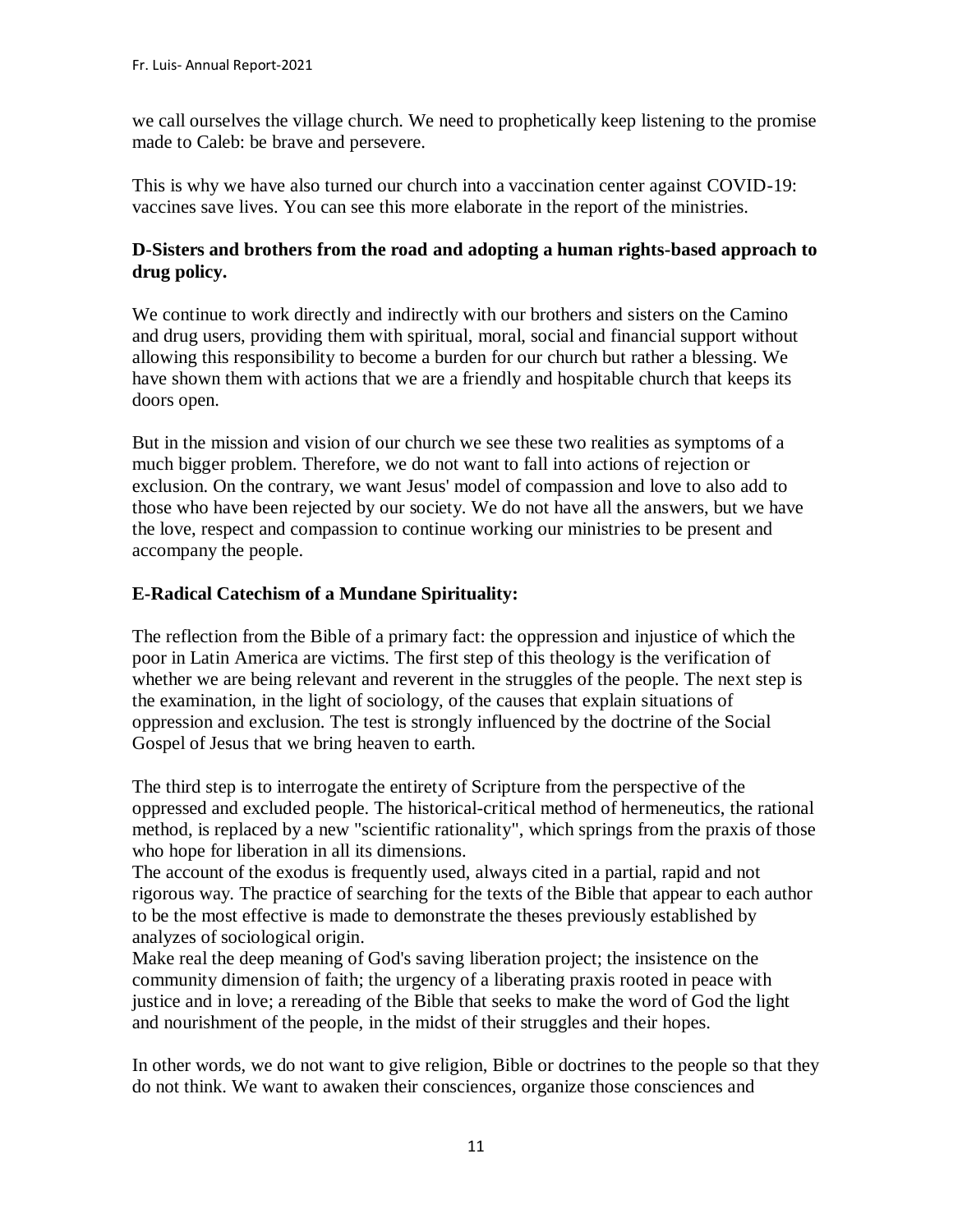we call ourselves the village church. We need to prophetically keep listening to the promise made to Caleb: be brave and persevere.

This is why we have also turned our church into a vaccination center against COVID-19: vaccines save lives. You can see this more elaborate in the report of the ministries.

**D-Sisters and brothers from the road and adopting a human rights-based approach to drug policy.**

We continue to work directly and indirectly with our brothers and sisters on the Camino and drug users, providing them with spiritual, moral, social and financial support without allowing this responsibility to become a burden for our church but rather a blessing. We have shown them with actions that we are a friendly and hospitable church that keeps its doors open.

But in the mission and vision of our church we see these two realities as symptoms of a much bigger problem. Therefore, we do not want to fall into actions of rejection or exclusion. On the contrary, we want Jesus' model of compassion and love to also add to those who have been rejected by our society. We do not have all the answers, but we have the love, respect and compassion to continue working our ministries to be present and accompany the people.

**E-Radical Catechism of a Mundane Spirituality:**

The reflection from the Bible of a primary fact: the oppression and injustice of which the poor in Latin America are victims. The first step of this theology is the verification of whether we are being relevant and reverent in the struggles of the people. The next step is the examination, in the light of sociology, of the causes that explain situations of oppression and exclusion. The test is strongly influenced by the doctrine of the Social Gospel of Jesus that we bring heaven to earth.

The third step is to interrogate the entirety of Scripture from the perspective of the oppressed and excluded people. The historical-critical method of hermeneutics, the rational method, is replaced by a new "scientific rationality", which springs from the praxis of those who hope for liberation in all its dimensions.
The account of the exodus is frequently used, always cited in a partial, rapid and not rigorous way. The practice of searching for the texts of the Bible that appear to each author to be the most effective is made to demonstrate the theses previously established by analyzes of sociological origin.
Make real the deep meaning of God's saving liberation project; the insistence on the community dimension of faith; the urgency of a liberating praxis rooted in peace with justice and in love; a rereading of the Bible that seeks to make the word of God the light and nourishment of the people, in the midst of their struggles and their hopes.

In other words, we do not want to give religion, Bible or doctrines to the people so that they do not think. We want to awaken their consciences, organize those consciences and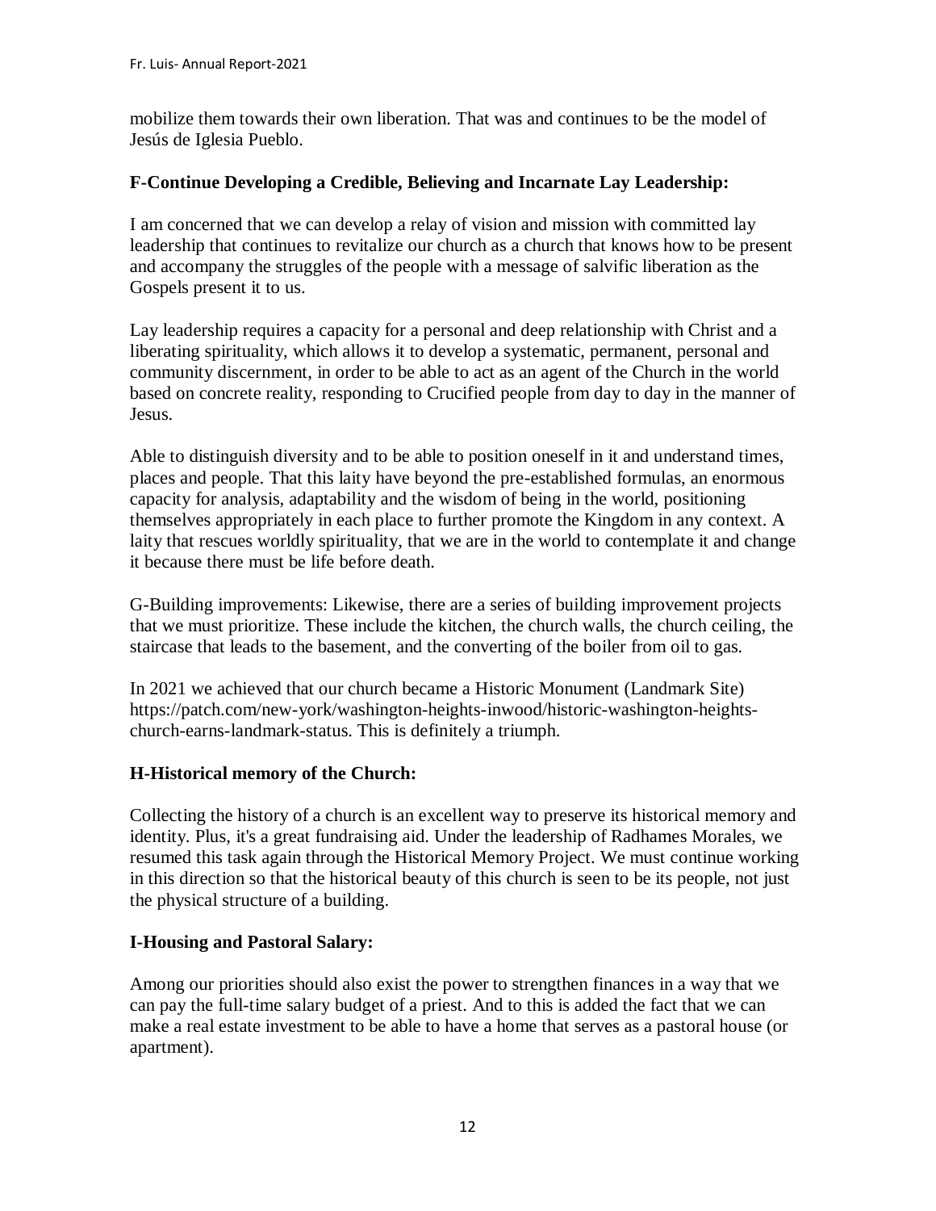mobilize them towards their own liberation. That was and continues to be the model of Jesús de Iglesia Pueblo.

**F-Continue Developing a Credible, Believing and Incarnate Lay Leadership:**

I am concerned that we can develop a relay of vision and mission with committed lay leadership that continues to revitalize our church as a church that knows how to be present and accompany the struggles of the people with a message of salvific liberation as the Gospels present it to us.

Lay leadership requires a capacity for a personal and deep relationship with Christ and a liberating spirituality, which allows it to develop a systematic, permanent, personal and community discernment, in order to be able to act as an agent of the Church in the world based on concrete reality, responding to Crucified people from day to day in the manner of Jesus.

Able to distinguish diversity and to be able to position oneself in it and understand times, places and people. That this laity have beyond the pre-established formulas, an enormous capacity for analysis, adaptability and the wisdom of being in the world, positioning themselves appropriately in each place to further promote the Kingdom in any context. A laity that rescues worldly spirituality, that we are in the world to contemplate it and change it because there must be life before death.

G-Building improvements: Likewise, there are a series of building improvement projects that we must prioritize. These include the kitchen, the church walls, the church ceiling, the staircase that leads to the basement, and the converting of the boiler from oil to gas.

In 2021 we achieved that our church became a Historic Monument (Landmark Site) https://patch.com/new-york/washington-heights-inwood/historic-washington-heights-church-earns-landmark-status. This is definitely a triumph.

**H-Historical memory of the Church:**

Collecting the history of a church is an excellent way to preserve its historical memory and identity. Plus, it's a great fundraising aid. Under the leadership of Radhames Morales, we resumed this task again through the Historical Memory Project. We must continue working in this direction so that the historical beauty of this church is seen to be its people, not just the physical structure of a building.

**I-Housing and Pastoral Salary:**

Among our priorities should also exist the power to strengthen finances in a way that we can pay the full-time salary budget of a priest. And to this is added the fact that we can make a real estate investment to be able to have a home that serves as a pastoral house (or apartment).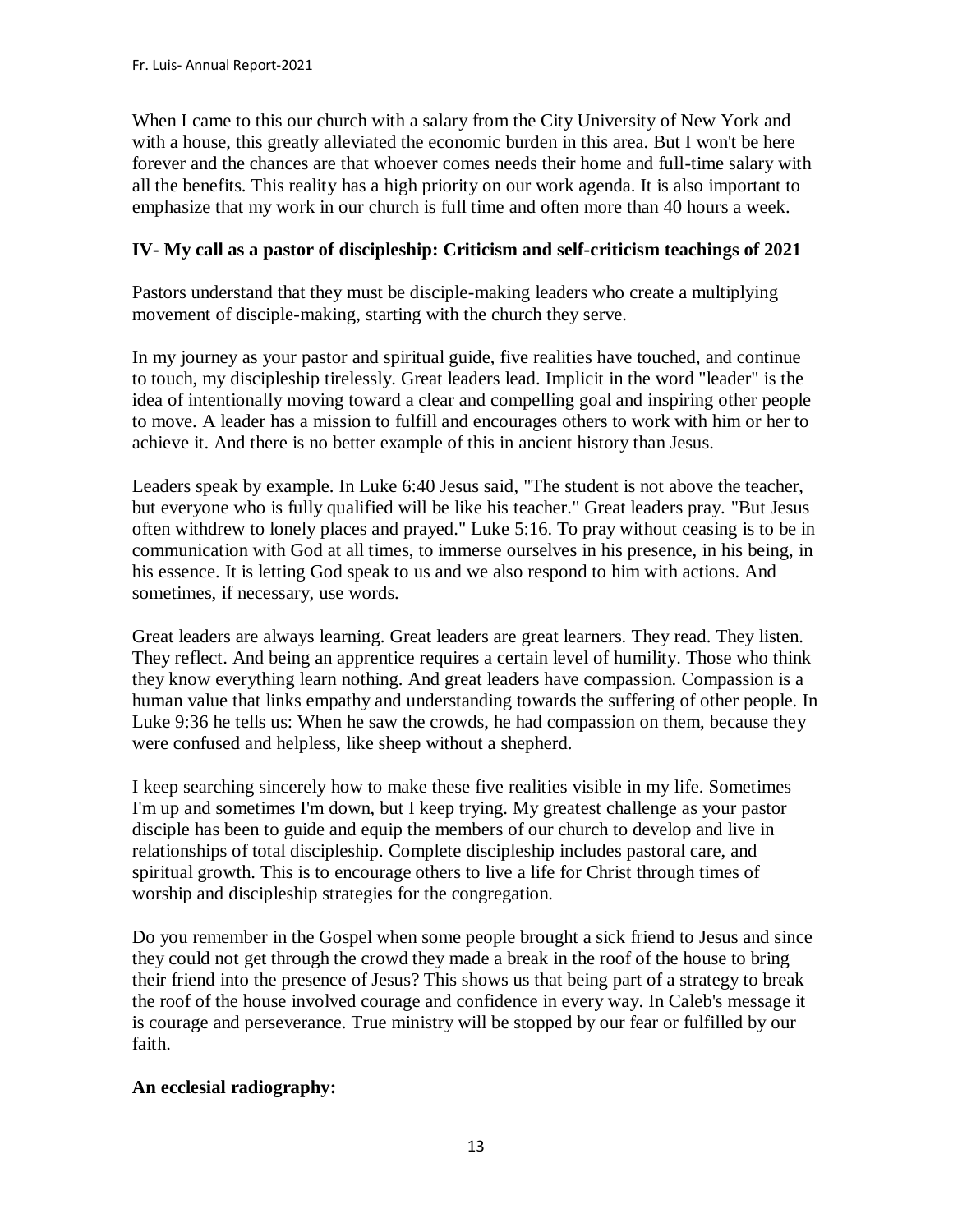When I came to this our church with a salary from the City University of New York and with a house, this greatly alleviated the economic burden in this area. But I won't be here forever and the chances are that whoever comes needs their home and full-time salary with all the benefits. This reality has a high priority on our work agenda. It is also important to emphasize that my work in our church is full time and often more than 40 hours a week.

**IV- My call as a pastor of discipleship: Criticism and self-criticism teachings of 2021**

Pastors understand that they must be disciple-making leaders who create a multiplying movement of disciple-making, starting with the church they serve.

In my journey as your pastor and spiritual guide, five realities have touched, and continue to touch, my discipleship tirelessly. Great leaders lead. Implicit in the word "leader" is the idea of intentionally moving toward a clear and compelling goal and inspiring other people to move. A leader has a mission to fulfill and encourages others to work with him or her to achieve it. And there is no better example of this in ancient history than Jesus.

Leaders speak by example. In Luke 6:40 Jesus said, "The student is not above the teacher, but everyone who is fully qualified will be like his teacher." Great leaders pray. "But Jesus often withdrew to lonely places and prayed." Luke 5:16. To pray without ceasing is to be in communication with God at all times, to immerse ourselves in his presence, in his being, in his essence. It is letting God speak to us and we also respond to him with actions. And sometimes, if necessary, use words.

Great leaders are always learning. Great leaders are great learners. They read. They listen. They reflect. And being an apprentice requires a certain level of humility. Those who think they know everything learn nothing. And great leaders have compassion. Compassion is a human value that links empathy and understanding towards the suffering of other people. In Luke 9:36 he tells us: When he saw the crowds, he had compassion on them, because they were confused and helpless, like sheep without a shepherd.

I keep searching sincerely how to make these five realities visible in my life. Sometimes I'm up and sometimes I'm down, but I keep trying. My greatest challenge as your pastor disciple has been to guide and equip the members of our church to develop and live in relationships of total discipleship. Complete discipleship includes pastoral care, and spiritual growth. This is to encourage others to live a life for Christ through times of worship and discipleship strategies for the congregation.

Do you remember in the Gospel when some people brought a sick friend to Jesus and since they could not get through the crowd they made a break in the roof of the house to bring their friend into the presence of Jesus? This shows us that being part of a strategy to break the roof of the house involved courage and confidence in every way. In Caleb's message it is courage and perseverance. True ministry will be stopped by our fear or fulfilled by our faith.

**An ecclesial radiography:**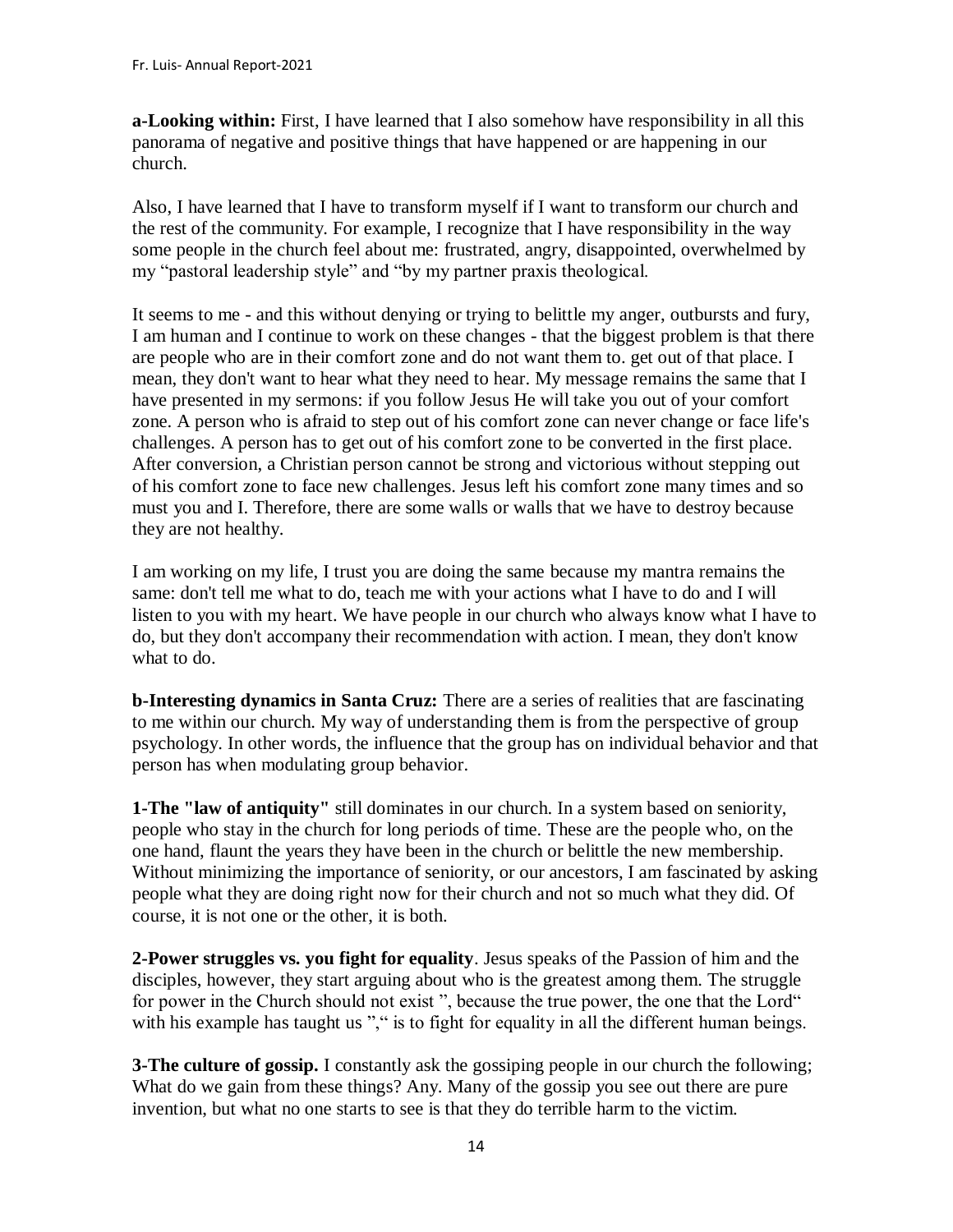**a-Looking within:** First, I have learned that I also somehow have responsibility in all this panorama of negative and positive things that have happened or are happening in our church.

Also, I have learned that I have to transform myself if I want to transform our church and the rest of the community. For example, I recognize that I have responsibility in the way some people in the church feel about me: frustrated, angry, disappointed, overwhelmed by my "pastoral leadership style" and "by my partner praxis theological.

It seems to me - and this without denying or trying to belittle my anger, outbursts and fury, I am human and I continue to work on these changes - that the biggest problem is that there are people who are in their comfort zone and do not want them to. get out of that place. I mean, they don't want to hear what they need to hear. My message remains the same that I have presented in my sermons: if you follow Jesus He will take you out of your comfort zone. A person who is afraid to step out of his comfort zone can never change or face life's challenges. A person has to get out of his comfort zone to be converted in the first place. After conversion, a Christian person cannot be strong and victorious without stepping out of his comfort zone to face new challenges. Jesus left his comfort zone many times and so must you and I. Therefore, there are some walls or walls that we have to destroy because they are not healthy.

I am working on my life, I trust you are doing the same because my mantra remains the same: don't tell me what to do, teach me with your actions what I have to do and I will listen to you with my heart. We have people in our church who always know what I have to do, but they don't accompany their recommendation with action. I mean, they don't know what to do.

**b-Interesting dynamics in Santa Cruz:** There are a series of realities that are fascinating to me within our church. My way of understanding them is from the perspective of group psychology. In other words, the influence that the group has on individual behavior and that person has when modulating group behavior.

**1-The "law of antiquity"** still dominates in our church. In a system based on seniority, people who stay in the church for long periods of time. These are the people who, on the one hand, flaunt the years they have been in the church or belittle the new membership. Without minimizing the importance of seniority, or our ancestors, I am fascinated by asking people what they are doing right now for their church and not so much what they did. Of course, it is not one or the other, it is both.

**2-Power struggles vs. you fight for equality**. Jesus speaks of the Passion of him and the disciples, however, they start arguing about who is the greatest among them. The struggle for power in the Church should not exist ", because the true power, the one that the Lord" with his example has taught us "," is to fight for equality in all the different human beings.

**3-The culture of gossip.** I constantly ask the gossiping people in our church the following; What do we gain from these things? Any. Many of the gossip you see out there are pure invention, but what no one starts to see is that they do terrible harm to the victim.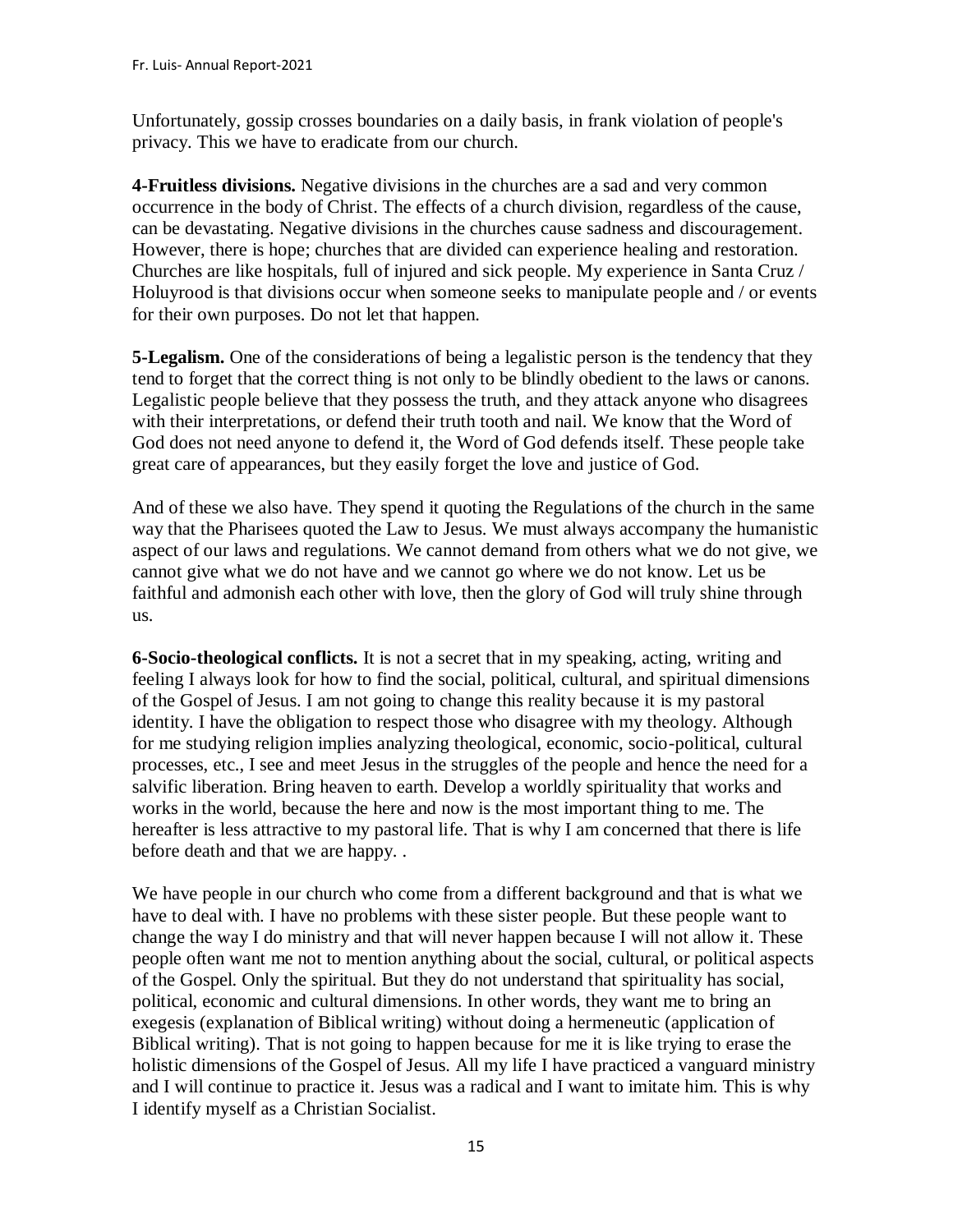Unfortunately, gossip crosses boundaries on a daily basis, in frank violation of people's privacy. This we have to eradicate from our church.

**4-Fruitless divisions.** Negative divisions in the churches are a sad and very common occurrence in the body of Christ. The effects of a church division, regardless of the cause, can be devastating. Negative divisions in the churches cause sadness and discouragement. However, there is hope; churches that are divided can experience healing and restoration. Churches are like hospitals, full of injured and sick people. My experience in Santa Cruz / Holuyrood is that divisions occur when someone seeks to manipulate people and / or events for their own purposes. Do not let that happen.

**5-Legalism.** One of the considerations of being a legalistic person is the tendency that they tend to forget that the correct thing is not only to be blindly obedient to the laws or canons. Legalistic people believe that they possess the truth, and they attack anyone who disagrees with their interpretations, or defend their truth tooth and nail. We know that the Word of God does not need anyone to defend it, the Word of God defends itself. These people take great care of appearances, but they easily forget the love and justice of God.

And of these we also have. They spend it quoting the Regulations of the church in the same way that the Pharisees quoted the Law to Jesus. We must always accompany the humanistic aspect of our laws and regulations. We cannot demand from others what we do not give, we cannot give what we do not have and we cannot go where we do not know. Let us be faithful and admonish each other with love, then the glory of God will truly shine through us.

**6-Socio-theological conflicts.** It is not a secret that in my speaking, acting, writing and feeling I always look for how to find the social, political, cultural, and spiritual dimensions of the Gospel of Jesus. I am not going to change this reality because it is my pastoral identity. I have the obligation to respect those who disagree with my theology. Although for me studying religion implies analyzing theological, economic, socio-political, cultural processes, etc., I see and meet Jesus in the struggles of the people and hence the need for a salvific liberation. Bring heaven to earth. Develop a worldly spirituality that works and works in the world, because the here and now is the most important thing to me. The hereafter is less attractive to my pastoral life. That is why I am concerned that there is life before death and that we are happy. .

We have people in our church who come from a different background and that is what we have to deal with. I have no problems with these sister people. But these people want to change the way I do ministry and that will never happen because I will not allow it. These people often want me not to mention anything about the social, cultural, or political aspects of the Gospel. Only the spiritual. But they do not understand that spirituality has social, political, economic and cultural dimensions. In other words, they want me to bring an exegesis (explanation of Biblical writing) without doing a hermeneutic (application of Biblical writing). That is not going to happen because for me it is like trying to erase the holistic dimensions of the Gospel of Jesus. All my life I have practiced a vanguard ministry and I will continue to practice it. Jesus was a radical and I want to imitate him. This is why I identify myself as a Christian Socialist.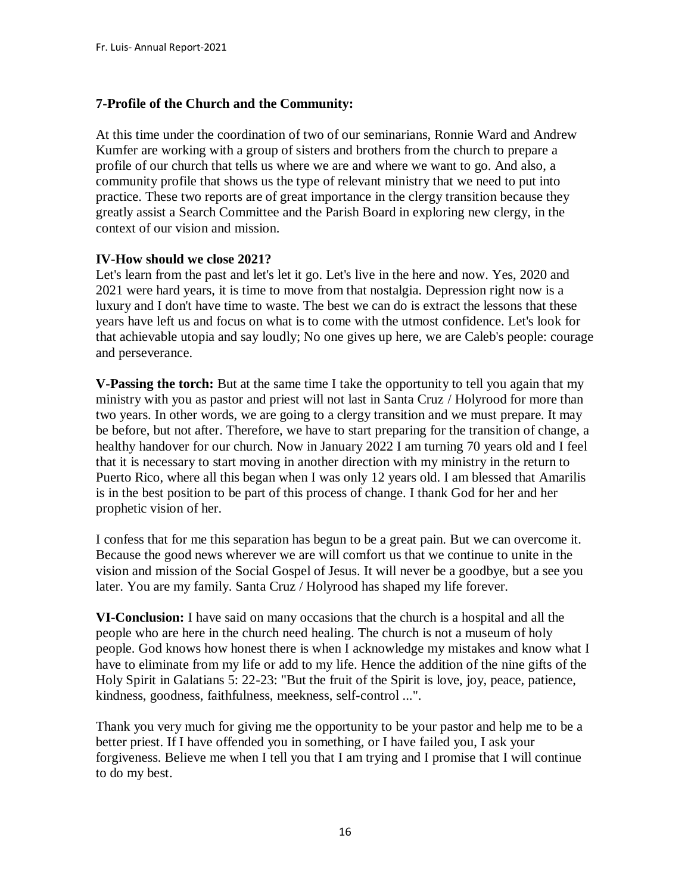### 7-Profile of the Church and the Community:

At this time under the coordination of two of our seminarians, Ronnie Ward and Andrew Kumfer are working with a group of sisters and brothers from the church to prepare a profile of our church that tells us where we are and where we want to go. And also, a community profile that shows us the type of relevant ministry that we need to put into practice. These two reports are of great importance in the clergy transition because they greatly assist a Search Committee and the Parish Board in exploring new clergy, in the context of our vision and mission.

## IV-How should we close 2021?

Let's learn from the past and let's let it go. Let's live in the here and now. Yes, 2020 and 2021 were hard years, it is time to move from that nostalgia. Depression right now is a luxury and I don't have time to waste. The best we can do is extract the lessons that these years have left us and focus on what is to come with the utmost confidence. Let's look for that achievable utopia and say loudly; No one gives up here, we are Caleb's people: courage and perseverance.

**V-Passing the torch:** But at the same time I take the opportunity to tell you again that my ministry with you as pastor and priest will not last in Santa Cruz / Holyrood for more than two years. In other words, we are going to a clergy transition and we must prepare. It may be before, but not after. Therefore, we have to start preparing for the transition of change, a healthy handover for our church. Now in January 2022 I am turning 70 years old and I feel that it is necessary to start moving in another direction with my ministry in the return to Puerto Rico, where all this began when I was only 12 years old. I am blessed that Amarilis is in the best position to be part of this process of change. I thank God for her and her prophetic vision of her.

I confess that for me this separation has begun to be a great pain. But we can overcome it. Because the good news wherever we are will comfort us that we continue to unite in the vision and mission of the Social Gospel of Jesus. It will never be a goodbye, but a see you later. You are my family. Santa Cruz / Holyrood has shaped my life forever.

**VI-Conclusion:** I have said on many occasions that the church is a hospital and all the people who are here in the church need healing. The church is not a museum of holy people. God knows how honest there is when I acknowledge my mistakes and know what I have to eliminate from my life or add to my life. Hence the addition of the nine gifts of the Holy Spirit in Galatians 5: 22-23: "But the fruit of the Spirit is love, joy, peace, patience, kindness, goodness, faithfulness, meekness, self-control ...".

Thank you very much for giving me the opportunity to be your pastor and help me to be a better priest. If I have offended you in something, or I have failed you, I ask your forgiveness. Believe me when I tell you that I am trying and I promise that I will continue to do my best.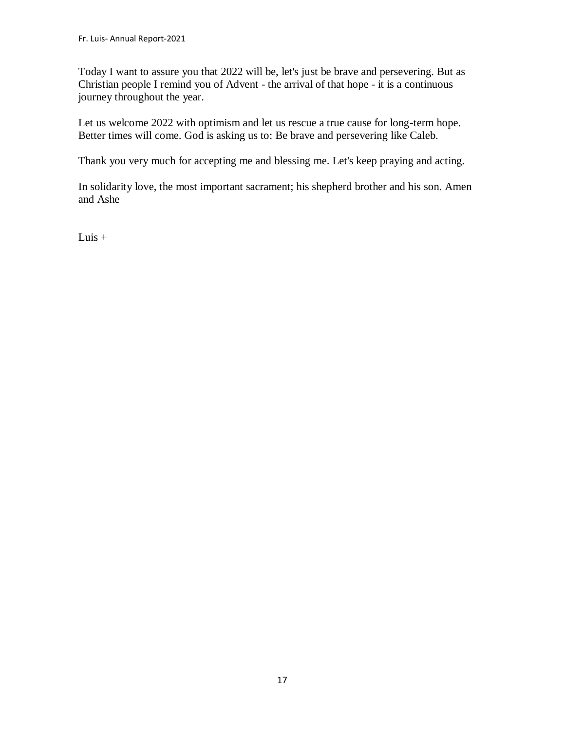Today I want to assure you that 2022 will be, let's just be brave and persevering. But as Christian people I remind you of Advent - the arrival of that hope - it is a continuous journey throughout the year.

Let us welcome 2022 with optimism and let us rescue a true cause for long-term hope. Better times will come. God is asking us to: Be brave and persevering like Caleb.

Thank you very much for accepting me and blessing me. Let's keep praying and acting.

In solidarity love, the most important sacrament; his shepherd brother and his son. Amen and Ashe

Luis +